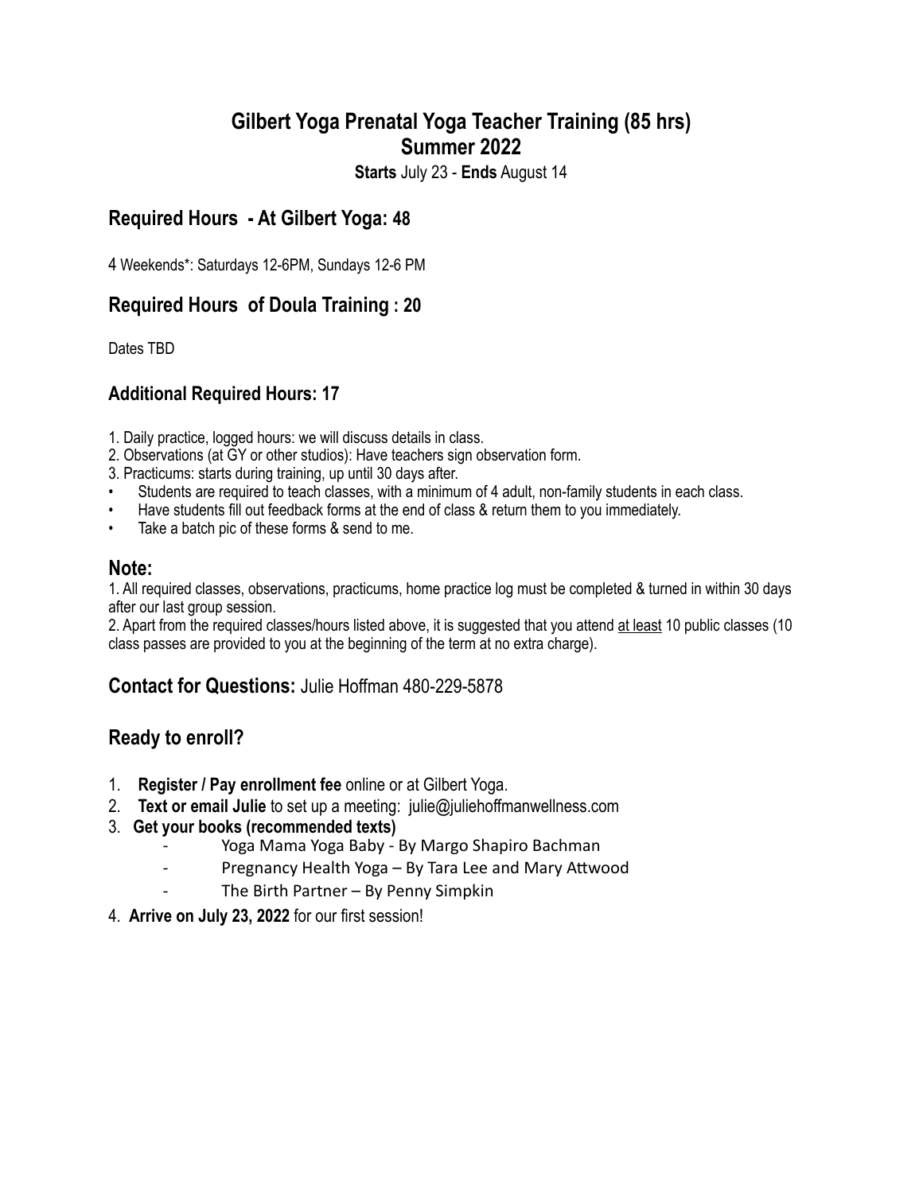# Gilbert Yoga Prenatal Yoga Teacher Training (85 hrs)
# Summer 2022

**Starts** July 23 - **Ends** August 14

## Required Hours - At Gilbert Yoga: 48

4 Weekends*: Saturdays 12-6PM, Sundays 12-6 PM

## Required Hours of Doula Training : 20

Dates TBD

### Additional Required Hours: 17

1. Daily practice, logged hours: we will discuss details in class.
2. Observations (at GY or other studios): Have teachers sign observation form.
3. Practicums: starts during training, up until 30 days after.

- Students are required to teach classes, with a minimum of 4 adult, non-family students in each class.
- Have students fill out feedback forms at the end of class & return them to you immediately.
- Take a batch pic of these forms & send to me.

## Note:

1. All required classes, observations, practicums, home practice log must be completed & turned in within 30 days after our last group session.
2. Apart from the required classes/hours listed above, it is suggested that you attend <u>at least</u> 10 public classes (10 class passes are provided to you at the beginning of the term at no extra charge).

## Contact for Questions: Julie Hoffman 480-229-5878

## Ready to enroll?

1. **Register / Pay enrollment fee** online or at Gilbert Yoga.
2. **Text or email Julie** to set up a meeting: julie@juliehoffmanwellness.com
3. **Get your books (recommended texts)**
    - Yoga Mama Yoga Baby - By Margo Shapiro Bachman
    - Pregnancy Health Yoga – By Tara Lee and Mary Attwood
    - The Birth Partner – By Penny Simpkin
4. **Arrive on July 23, 2022** for our first session!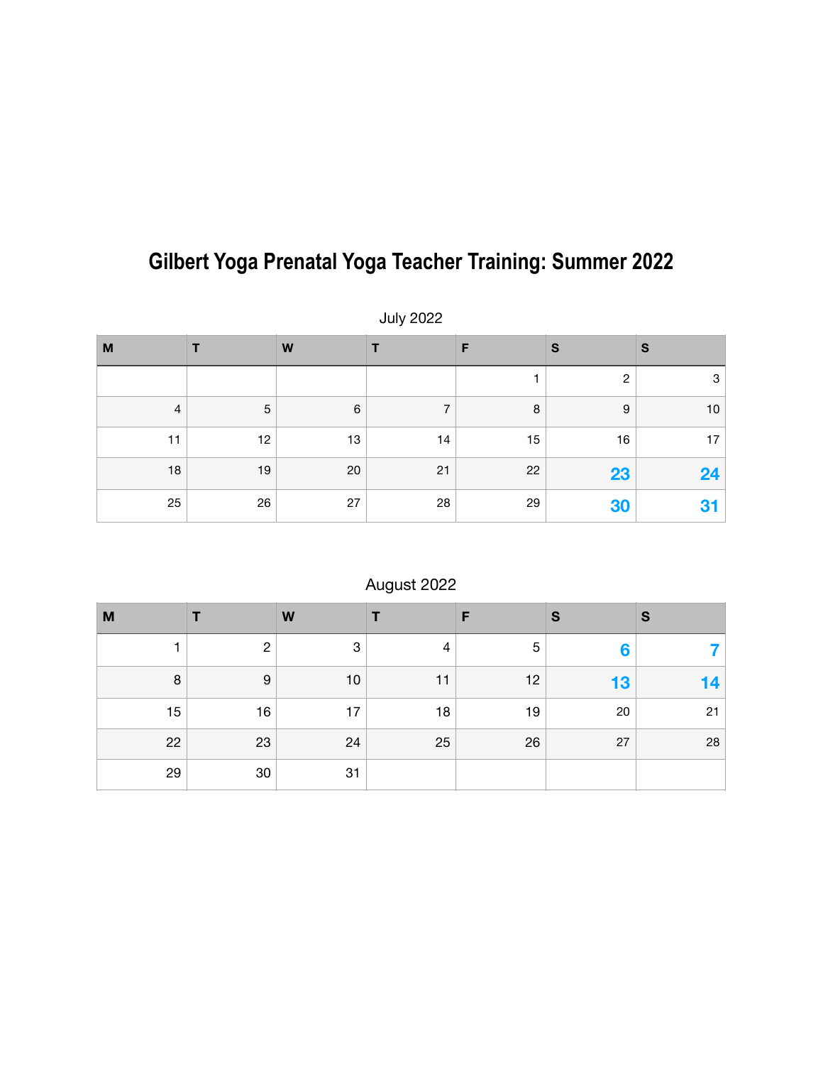# Gilbert Yoga Prenatal Yoga Teacher Training: Summer 2022

July 2022

| M | T | W | T | F | S | S |
|---|---|---|---|---|---|---|
| | | | | 1 | 2 | 3 |
| 4 | 5 | 6 | 7 | 8 | 9 | 10 |
| 11 | 12 | 13 | 14 | 15 | 16 | 17 |
| 18 | 19 | 20 | 21 | 22 | **23** | **24** |
| 25 | 26 | 27 | 28 | 29 | **30** | **31** |

August 2022

| M | T | W | T | F | S | S |
|---|---|---|---|---|---|---|
| 1 | 2 | 3 | 4 | 5 | **6** | **7** |
| 8 | 9 | 10 | 11 | 12 | **13** | **14** |
| 15 | 16 | 17 | 18 | 19 | 20 | 21 |
| 22 | 23 | 24 | 25 | 26 | 27 | 28 |
| 29 | 30 | 31 | | | | |